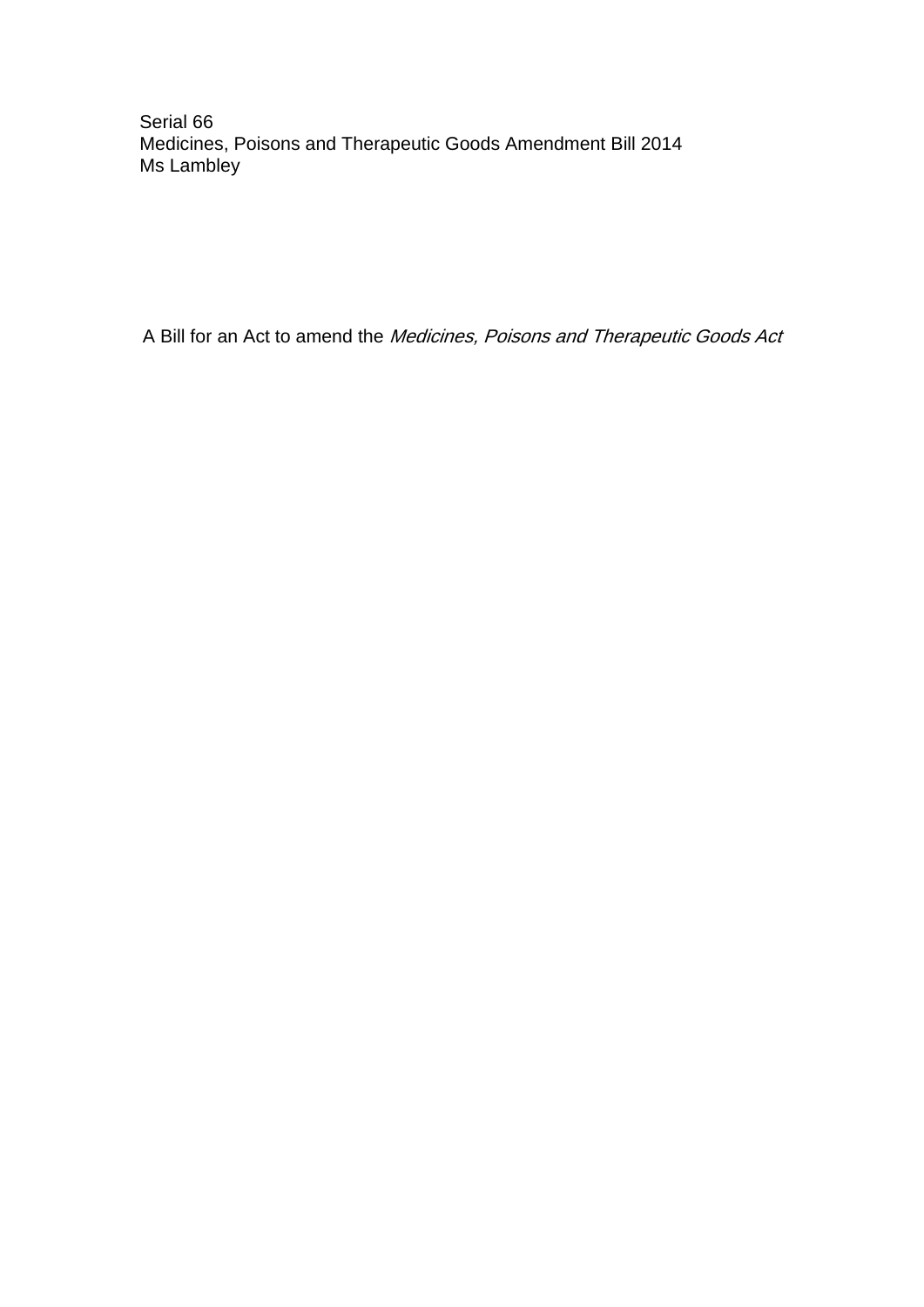Serial 66
Medicines, Poisons and Therapeutic Goods Amendment Bill 2014
Ms Lambley

A Bill for an Act to amend the *Medicines, Poisons and Therapeutic Goods Act*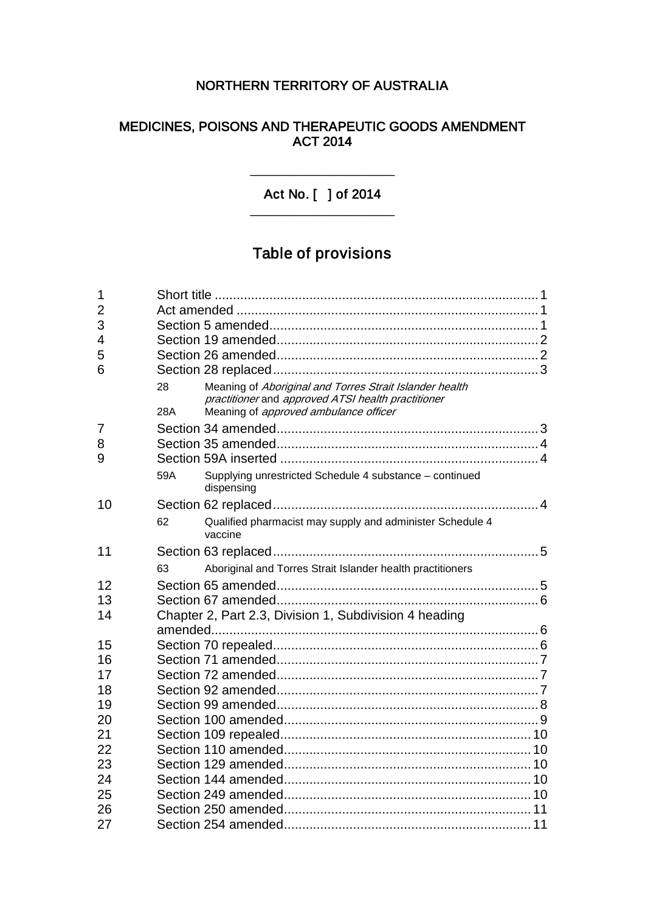NORTHERN TERRITORY OF AUSTRALIA

# MEDICINES, POISONS AND THERAPEUTIC GOODS AMENDMENT ACT 2014

Act No. [ ] of 2014

## Table of provisions

1 Short title ... 1
2 Act amended ... 1
3 Section 5 amended ... 1
4 Section 19 amended ... 2
5 Section 26 amended ... 2
6 Section 28 replaced ... 3
- 28 Meaning of *Aboriginal and Torres Strait Islander health practitioner* and *approved ATSI health practitioner*
- 28A Meaning of *approved ambulance officer*

7 Section 34 amended ... 3
8 Section 35 amended ... 4
9 Section 59A inserted ... 4
- 59A Supplying unrestricted Schedule 4 substance – continued dispensing

10 Section 62 replaced ... 4
- 62 Qualified pharmacist may supply and administer Schedule 4 vaccine

11 Section 63 replaced ... 5
- 63 Aboriginal and Torres Strait Islander health practitioners

12 Section 65 amended ... 5
13 Section 67 amended ... 6
14 Chapter 2, Part 2.3, Division 1, Subdivision 4 heading amended ... 6
15 Section 70 repealed ... 6
16 Section 71 amended ... 7
17 Section 72 amended ... 7
18 Section 92 amended ... 7
19 Section 99 amended ... 8
20 Section 100 amended ... 9
21 Section 109 repealed ... 10
22 Section 110 amended ... 10
23 Section 129 amended ... 10
24 Section 144 amended ... 10
25 Section 249 amended ... 10
26 Section 250 amended ... 11
27 Section 254 amended ... 11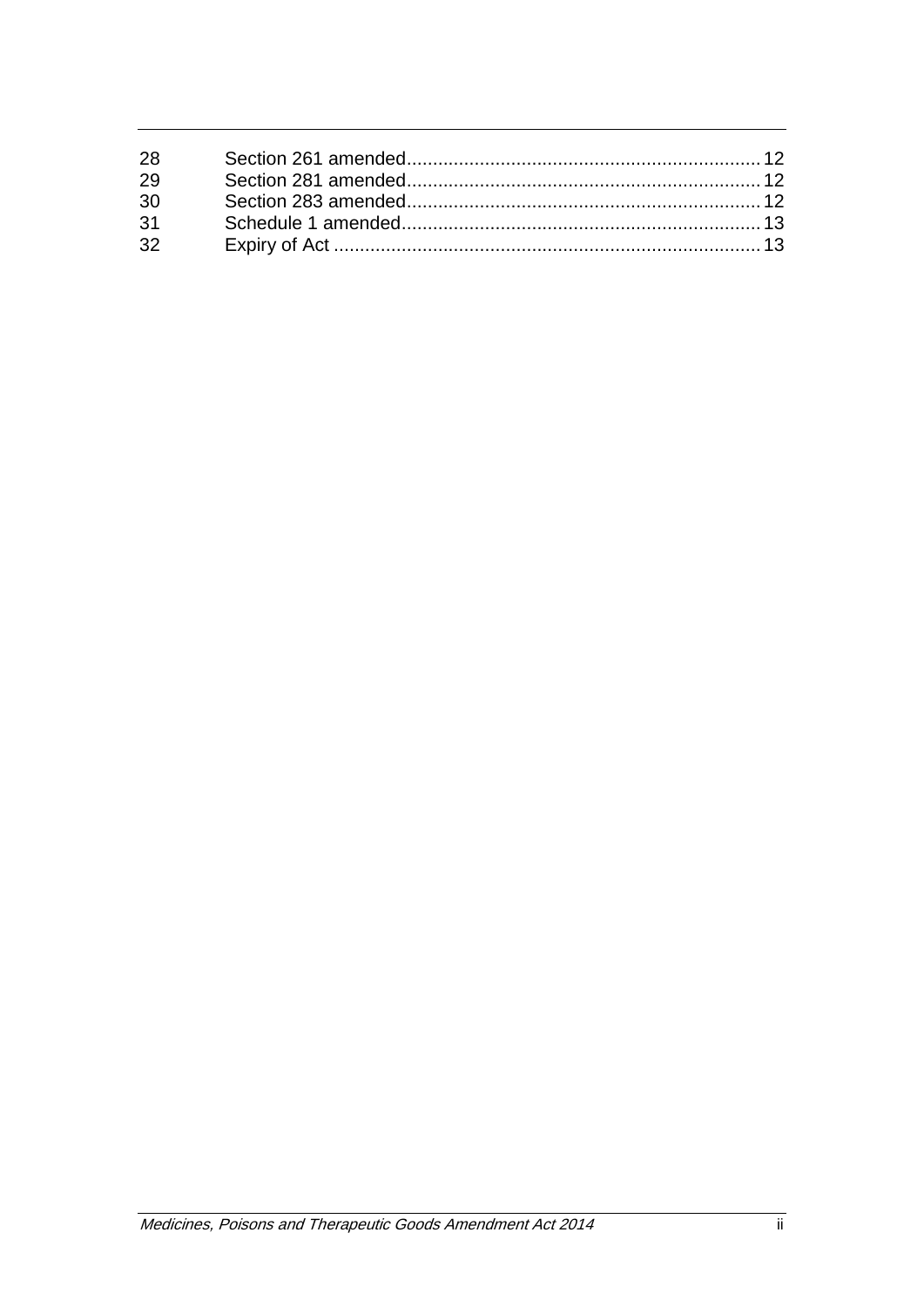| | | |
|---|---|---|
| 28 | Section 261 amended | 12 |
| 29 | Section 281 amended | 12 |
| 30 | Section 283 amended | 12 |
| 31 | Schedule 1 amended | 13 |
| 32 | Expiry of Act | 13 |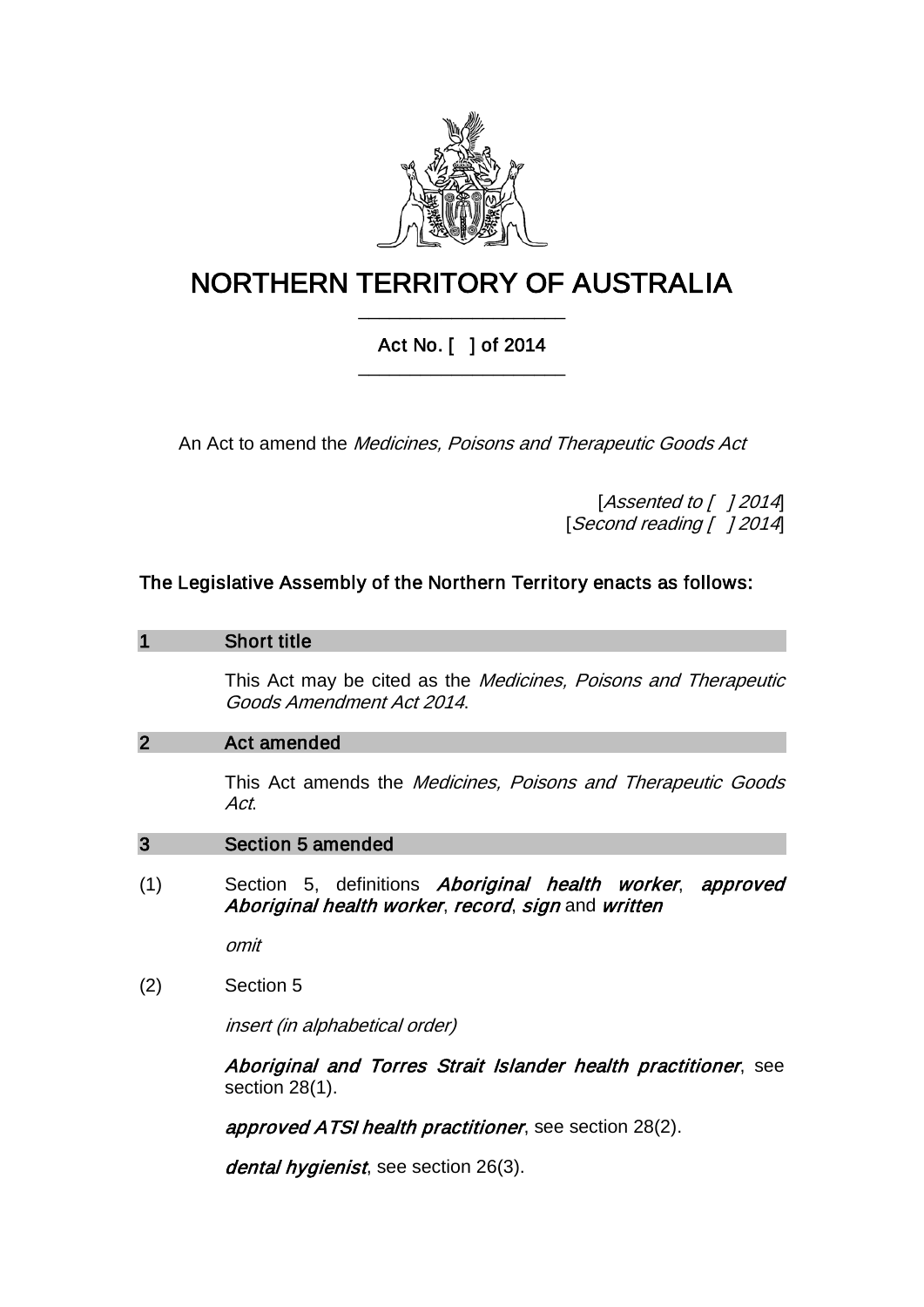# NORTHERN TERRITORY OF AUSTRALIA

## Act No. [ ] of 2014

An Act to amend the *Medicines, Poisons and Therapeutic Goods Act*

[*Assented to [ ] 2014*]
[*Second reading [ ] 2014*]

**The Legislative Assembly of the Northern Territory enacts as follows:**

### 1 Short title

This Act may be cited as the *Medicines, Poisons and Therapeutic Goods Amendment Act 2014*.

### 2 Act amended

This Act amends the *Medicines, Poisons and Therapeutic Goods Act*.

### 3 Section 5 amended

(1) Section 5, definitions ***Aboriginal health worker***, ***approved Aboriginal health worker***, ***record***, ***sign*** and ***written***

*omit*

(2) Section 5

*insert (in alphabetical order)*

***Aboriginal and Torres Strait Islander health practitioner***, see section 28(1).

***approved ATSI health practitioner***, see section 28(2).

***dental hygienist***, see section 26(3).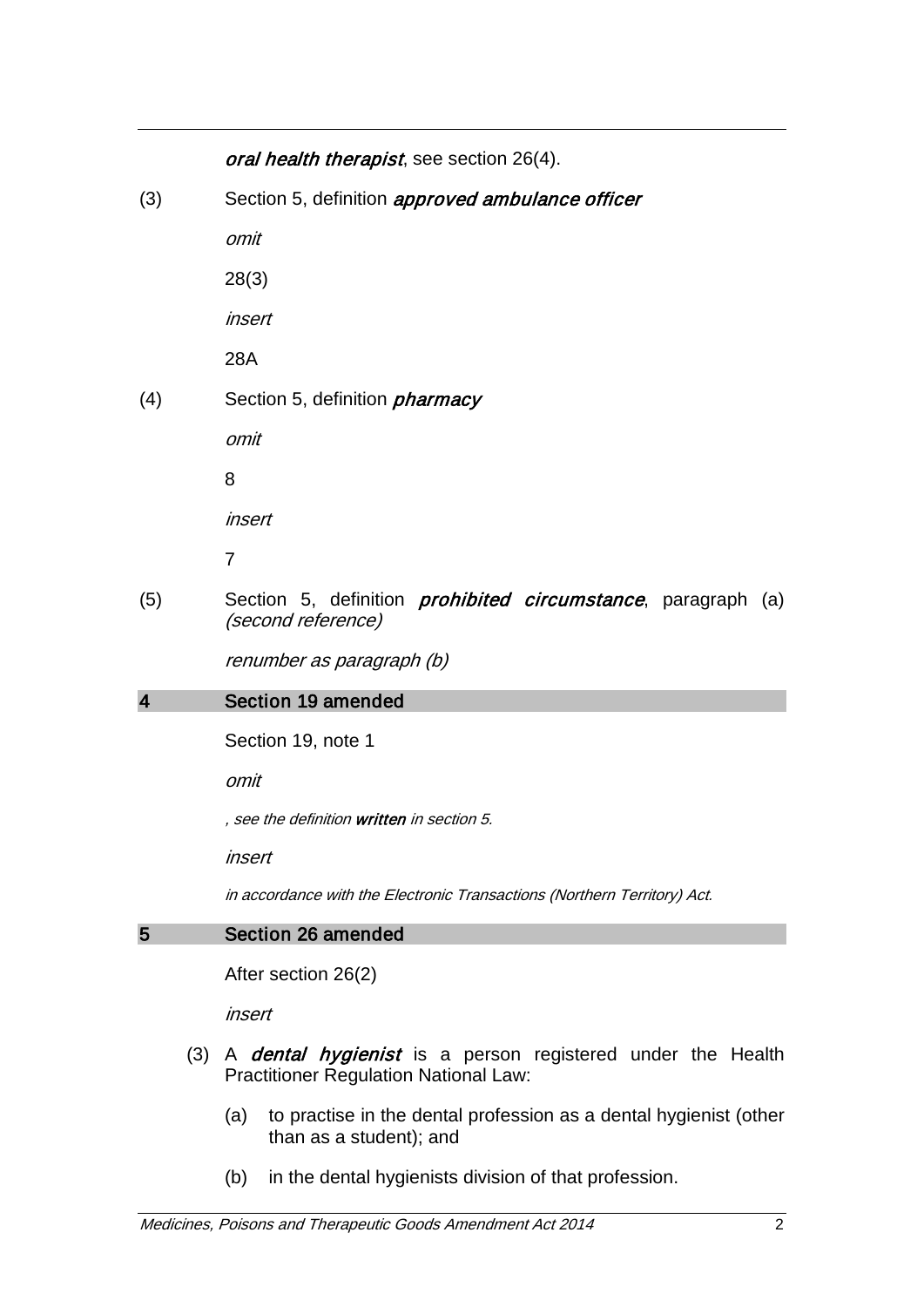***oral health therapist***, see section 26(4).

(3) Section 5, definition ***approved ambulance officer***

*omit*

28(3)

*insert*

28A

(4) Section 5, definition ***pharmacy***

*omit*

8

*insert*

7

(5) Section 5, definition ***prohibited circumstance***, paragraph (a) *(second reference)*

*renumber as paragraph (b)*

## 4 Section 19 amended

Section 19, note 1

*omit*

*, see the definition **written** in section 5.*

*insert*

*in accordance with the Electronic Transactions (Northern Territory) Act.*

## 5 Section 26 amended

After section 26(2)

*insert*

(3) A ***dental hygienist*** is a person registered under the Health Practitioner Regulation National Law:

(a) to practise in the dental profession as a dental hygienist (other than as a student); and

(b) in the dental hygienists division of that profession.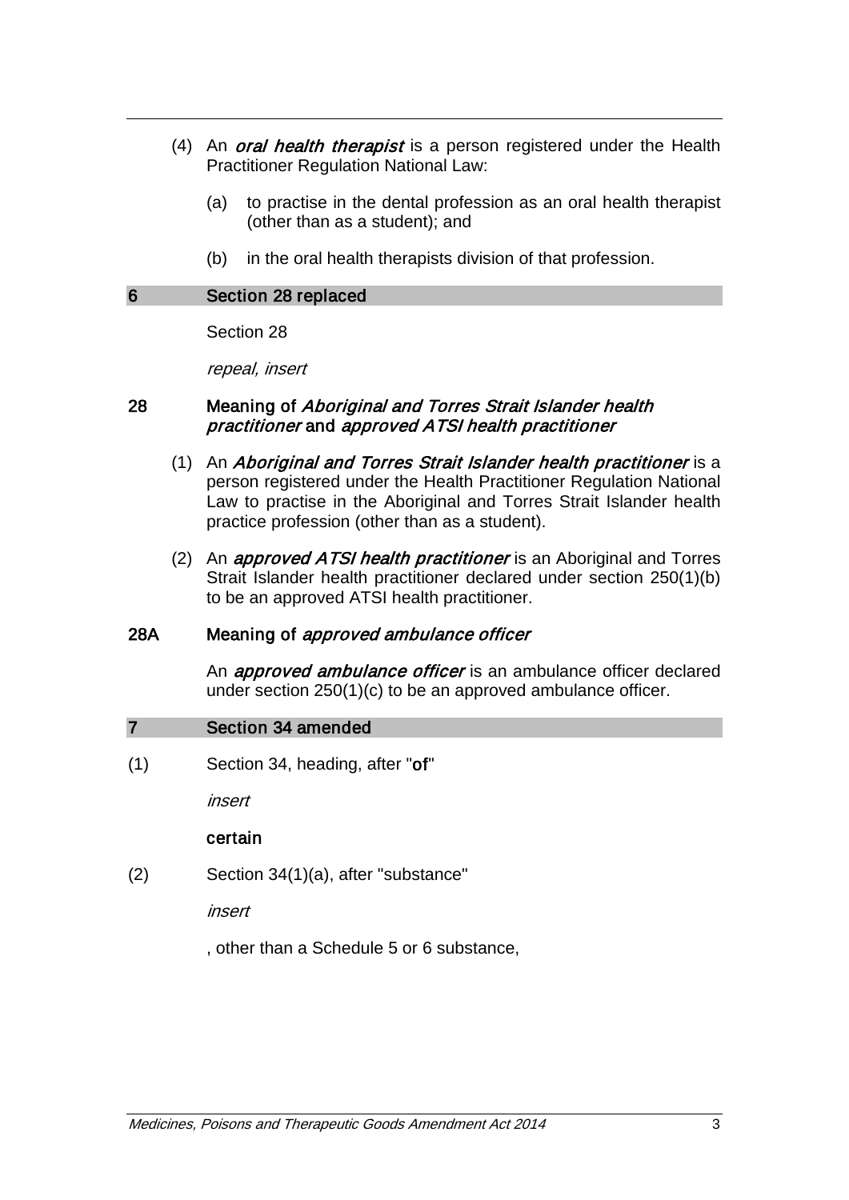(4) An ***oral health therapist*** is a person registered under the Health Practitioner Regulation National Law:

(a) to practise in the dental profession as an oral health therapist (other than as a student); and

(b) in the oral health therapists division of that profession.

## 6 Section 28 replaced

Section 28

*repeal, insert*

### 28 Meaning of *Aboriginal and Torres Strait Islander health practitioner* and *approved ATSI health practitioner*

(1) An ***Aboriginal and Torres Strait Islander health practitioner*** is a person registered under the Health Practitioner Regulation National Law to practise in the Aboriginal and Torres Strait Islander health practice profession (other than as a student).

(2) An ***approved ATSI health practitioner*** is an Aboriginal and Torres Strait Islander health practitioner declared under section 250(1)(b) to be an approved ATSI health practitioner.

### 28A Meaning of *approved ambulance officer*

An ***approved ambulance officer*** is an ambulance officer declared under section 250(1)(c) to be an approved ambulance officer.

## 7 Section 34 amended

(1) Section 34, heading, after "**of**"

*insert*

**certain**

(2) Section 34(1)(a), after "substance"

*insert*

, other than a Schedule 5 or 6 substance,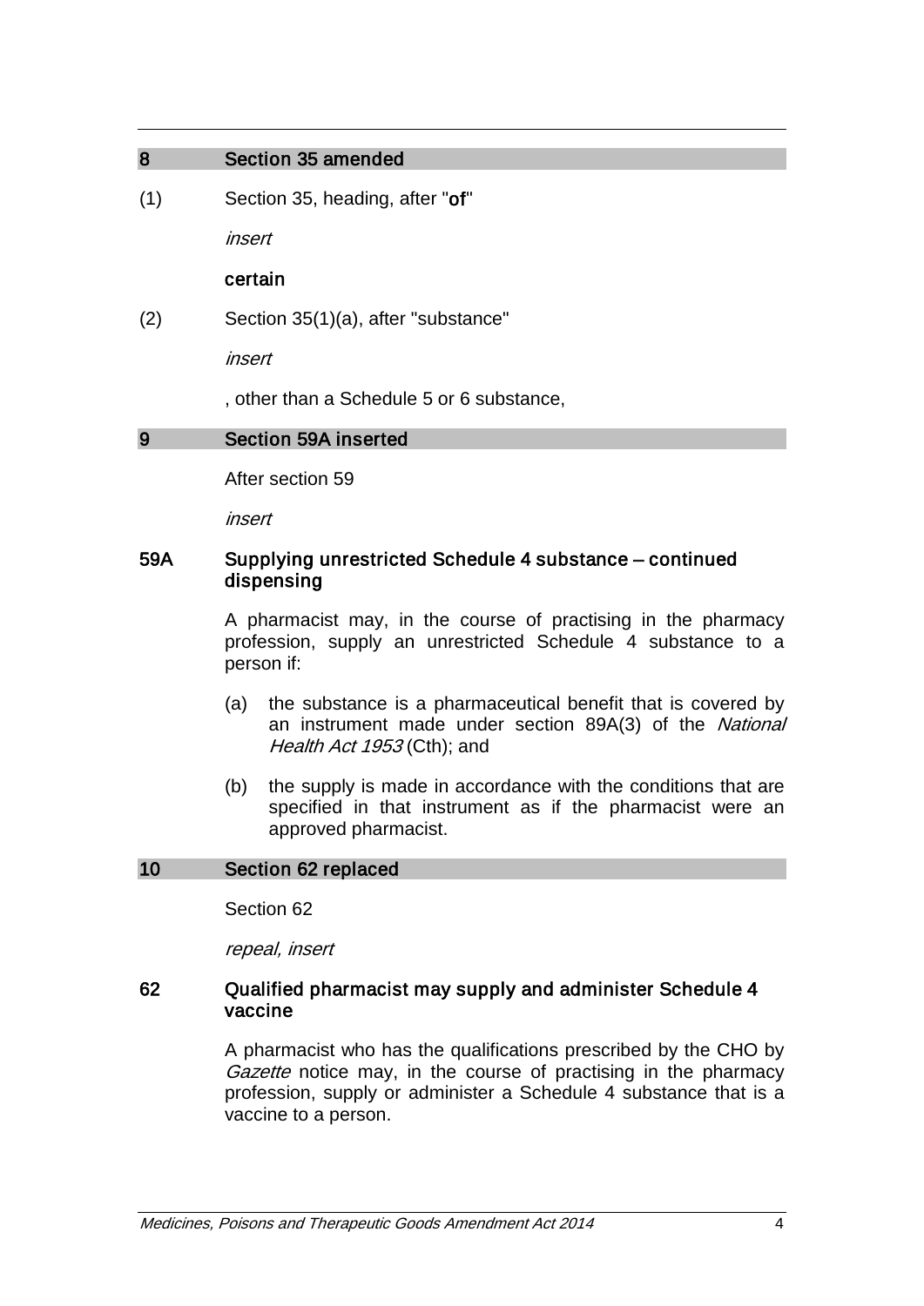## 8 Section 35 amended

(1) Section 35, heading, after "**of**"

*insert*

**certain**

(2) Section 35(1)(a), after "substance"

*insert*

, other than a Schedule 5 or 6 substance,

## 9 Section 59A inserted

After section 59

*insert*

### 59A Supplying unrestricted Schedule 4 substance – continued dispensing

A pharmacist may, in the course of practising in the pharmacy profession, supply an unrestricted Schedule 4 substance to a person if:

(a) the substance is a pharmaceutical benefit that is covered by an instrument made under section 89A(3) of the *National Health Act 1953* (Cth); and

(b) the supply is made in accordance with the conditions that are specified in that instrument as if the pharmacist were an approved pharmacist.

## 10 Section 62 replaced

Section 62

*repeal, insert*

### 62 Qualified pharmacist may supply and administer Schedule 4 vaccine

A pharmacist who has the qualifications prescribed by the CHO by *Gazette* notice may, in the course of practising in the pharmacy profession, supply or administer a Schedule 4 substance that is a vaccine to a person.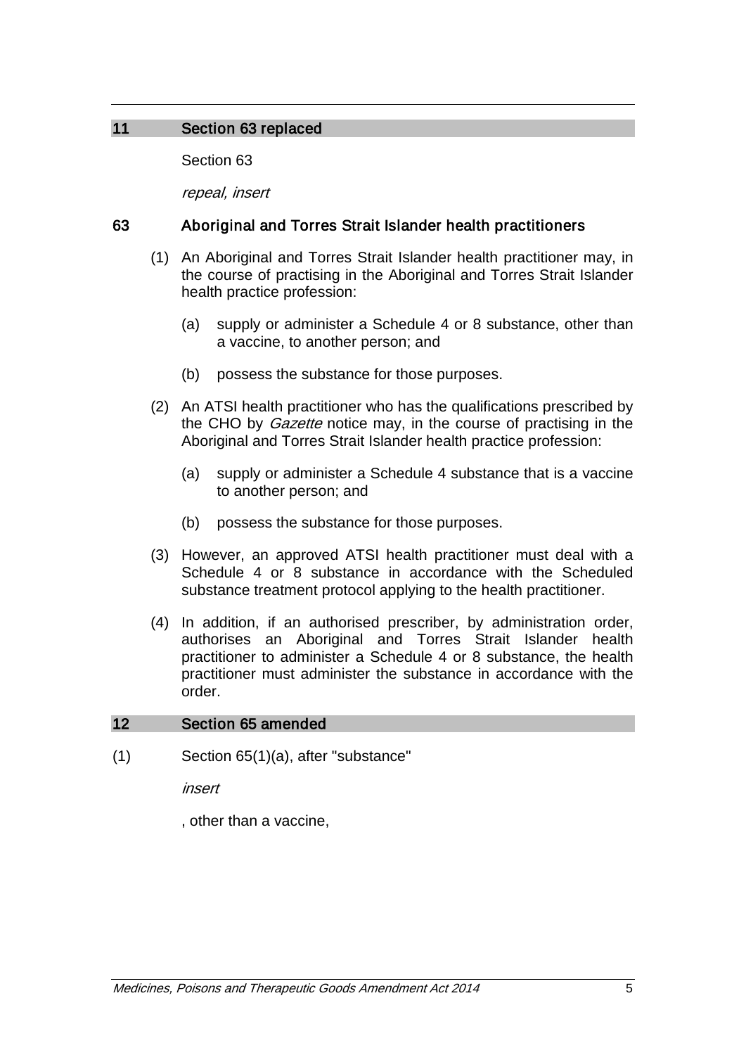## 11 Section 63 replaced

Section 63

*repeal, insert*

### 63 Aboriginal and Torres Strait Islander health practitioners

(1) An Aboriginal and Torres Strait Islander health practitioner may, in the course of practising in the Aboriginal and Torres Strait Islander health practice profession:

(a) supply or administer a Schedule 4 or 8 substance, other than a vaccine, to another person; and

(b) possess the substance for those purposes.

(2) An ATSI health practitioner who has the qualifications prescribed by the CHO by *Gazette* notice may, in the course of practising in the Aboriginal and Torres Strait Islander health practice profession:

(a) supply or administer a Schedule 4 substance that is a vaccine to another person; and

(b) possess the substance for those purposes.

(3) However, an approved ATSI health practitioner must deal with a Schedule 4 or 8 substance in accordance with the Scheduled substance treatment protocol applying to the health practitioner.

(4) In addition, if an authorised prescriber, by administration order, authorises an Aboriginal and Torres Strait Islander health practitioner to administer a Schedule 4 or 8 substance, the health practitioner must administer the substance in accordance with the order.

## 12 Section 65 amended

(1) Section 65(1)(a), after "substance"

*insert*

, other than a vaccine,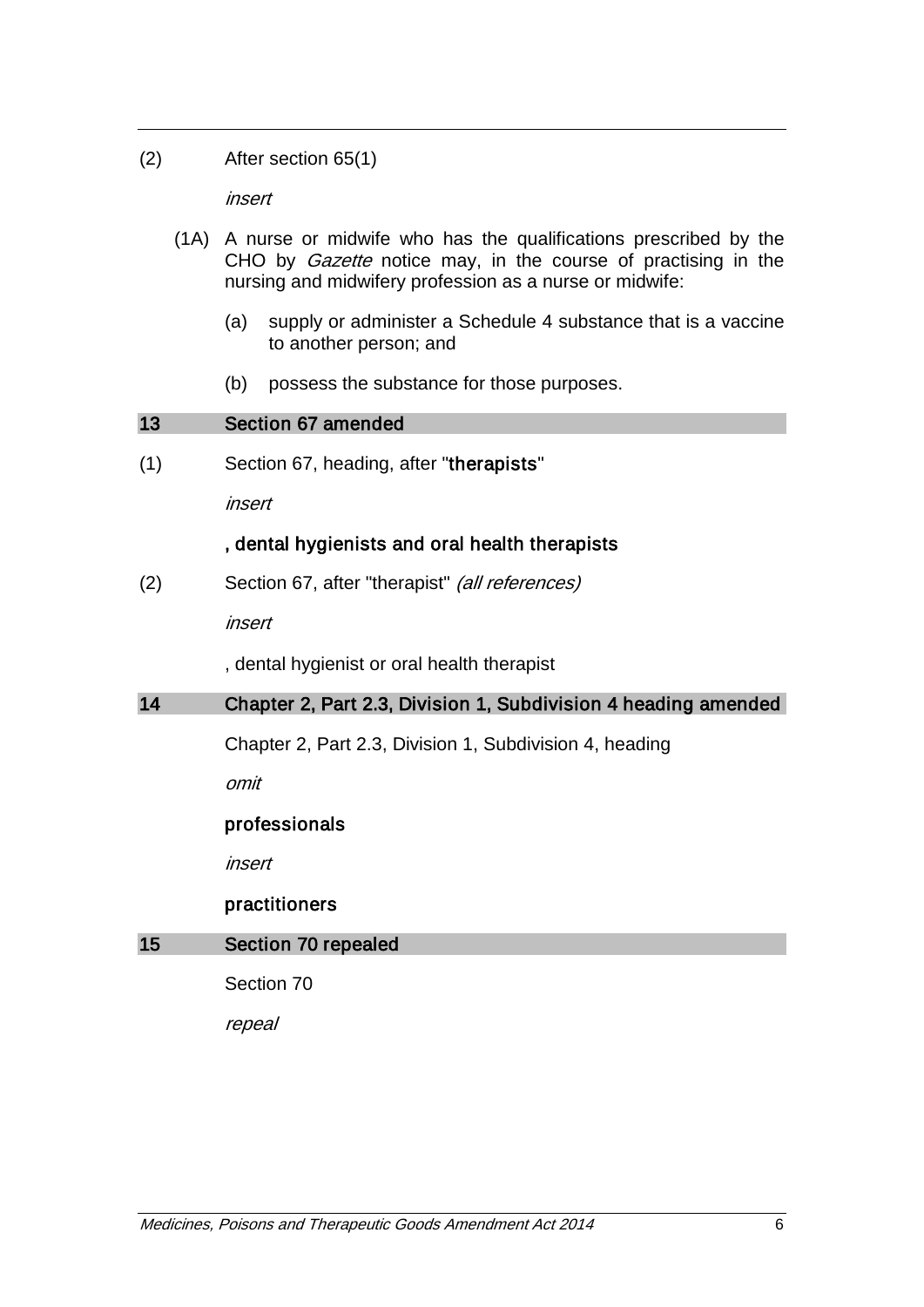(2) After section 65(1)

*insert*

(1A) A nurse or midwife who has the qualifications prescribed by the CHO by *Gazette* notice may, in the course of practising in the nursing and midwifery profession as a nurse or midwife:

(a) supply or administer a Schedule 4 substance that is a vaccine to another person; and

(b) possess the substance for those purposes.

## 13 Section 67 amended

(1) Section 67, heading, after "**therapists**"

*insert*

**, dental hygienists and oral health therapists**

(2) Section 67, after "therapist" *(all references)*

*insert*

, dental hygienist or oral health therapist

## 14 Chapter 2, Part 2.3, Division 1, Subdivision 4 heading amended

Chapter 2, Part 2.3, Division 1, Subdivision 4, heading

*omit*

**professionals**

*insert*

**practitioners**

## 15 Section 70 repealed

Section 70

*repeal*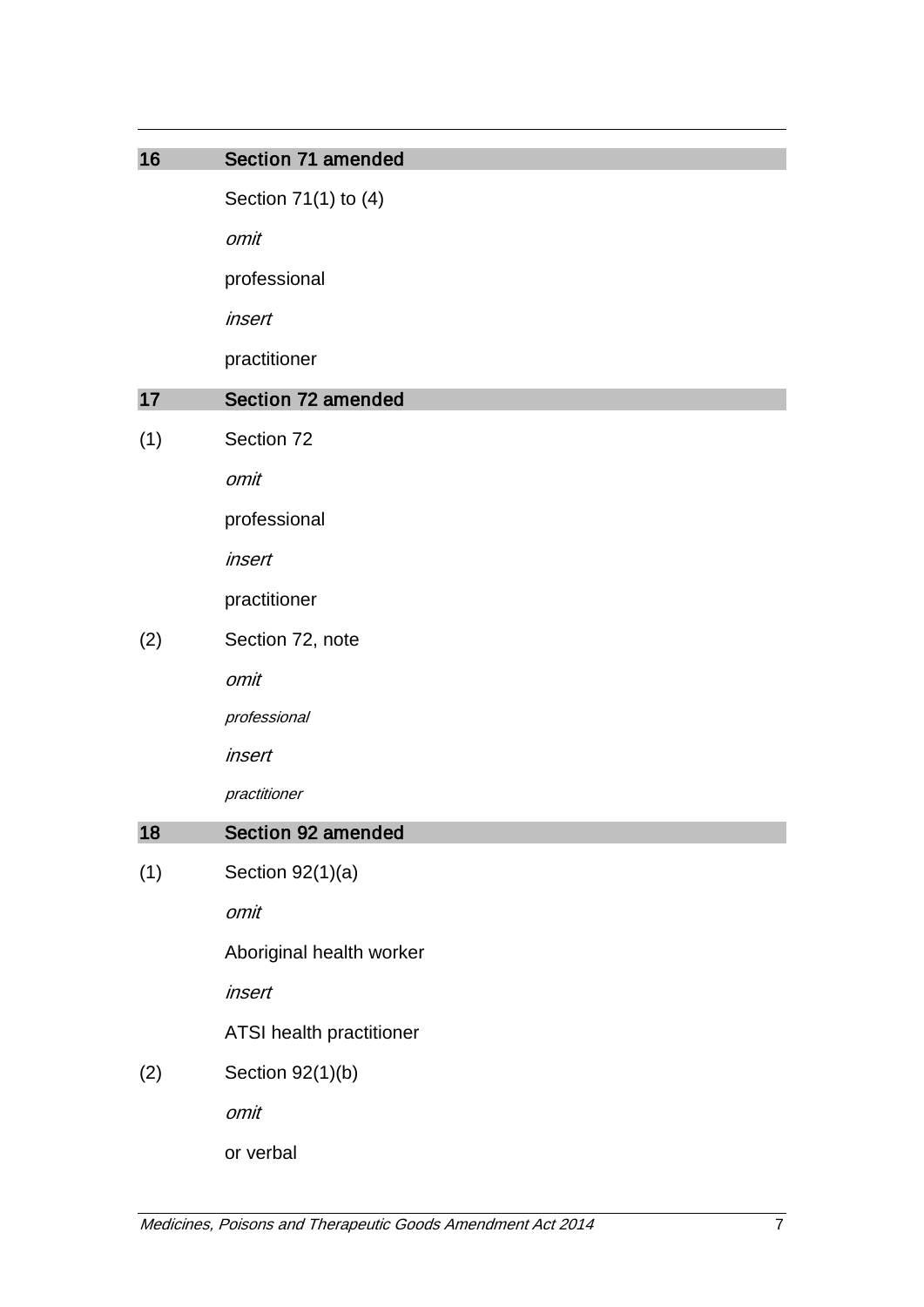## 16 Section 71 amended

Section 71(1) to (4)

*omit*

professional

*insert*

practitioner

## 17 Section 72 amended

(1) Section 72

*omit*

professional

*insert*

practitioner

(2) Section 72, note

*omit*

*professional*

*insert*

*practitioner*

## 18 Section 92 amended

(1) Section 92(1)(a)

*omit*

Aboriginal health worker

*insert*

ATSI health practitioner

(2) Section 92(1)(b)

*omit*

or verbal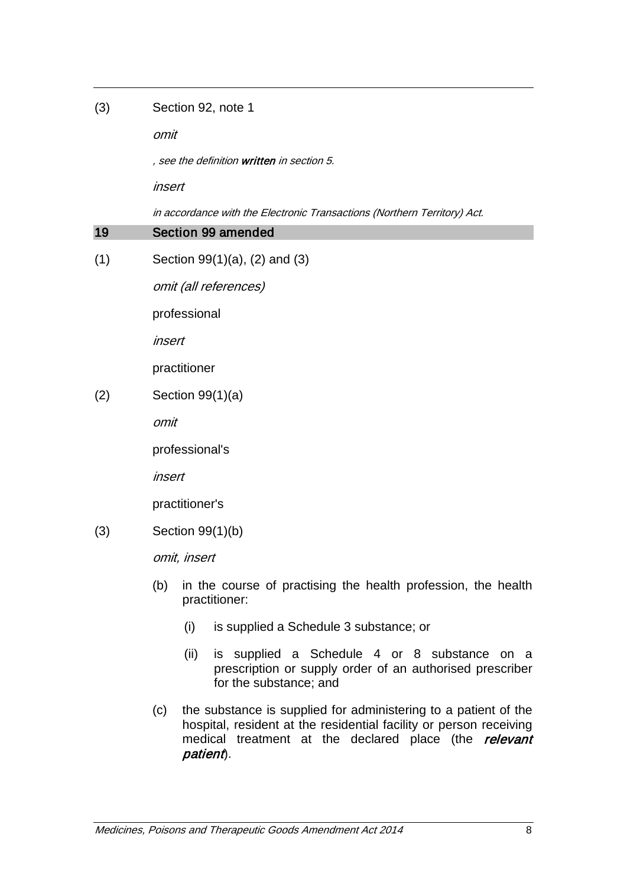(3) Section 92, note 1

*omit*

*, see the definition **written** in section 5.*

*insert*

*in accordance with the Electronic Transactions (Northern Territory) Act.*

## 19 Section 99 amended

(1) Section 99(1)(a), (2) and (3)

*omit (all references)*

professional

*insert*

practitioner

(2) Section 99(1)(a)

*omit*

professional's

*insert*

practitioner's

(3) Section 99(1)(b)

*omit, insert*

(b) in the course of practising the health profession, the health practitioner:

(i) is supplied a Schedule 3 substance; or

(ii) is supplied a Schedule 4 or 8 substance on a prescription or supply order of an authorised prescriber for the substance; and

(c) the substance is supplied for administering to a patient of the hospital, resident at the residential facility or person receiving medical treatment at the declared place (the ***relevant patient***).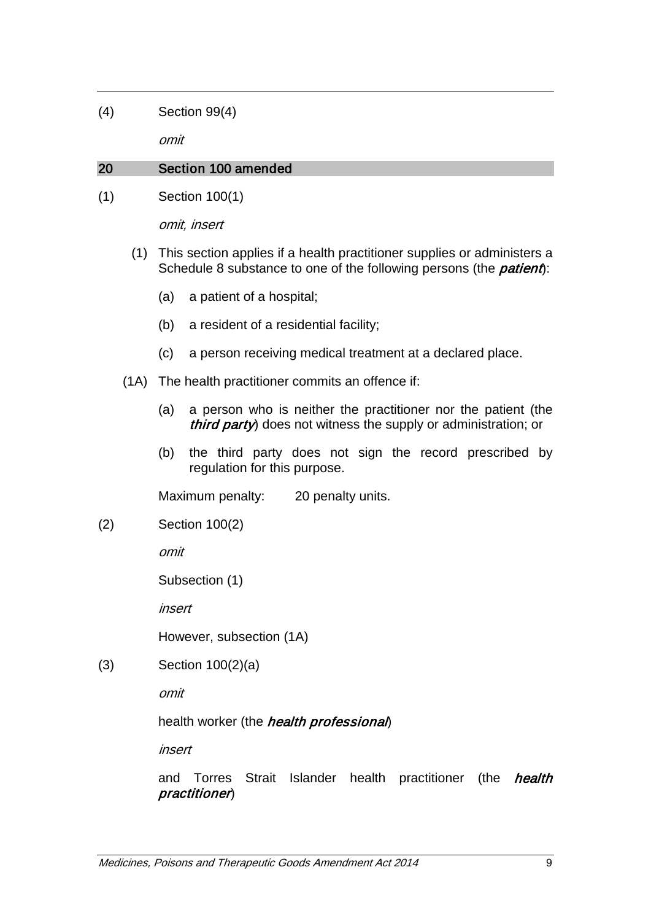(4) Section 99(4)

*omit*

## 20 Section 100 amended

(1) Section 100(1)

*omit, insert*

(1) This section applies if a health practitioner supplies or administers a Schedule 8 substance to one of the following persons (the ***patient***):

(a) a patient of a hospital;

(b) a resident of a residential facility;

(c) a person receiving medical treatment at a declared place.

(1A) The health practitioner commits an offence if:

(a) a person who is neither the practitioner nor the patient (the ***third party***) does not witness the supply or administration; or

(b) the third party does not sign the record prescribed by regulation for this purpose.

Maximum penalty: 20 penalty units.

(2) Section 100(2)

*omit*

Subsection (1)

*insert*

However, subsection (1A)

(3) Section 100(2)(a)

*omit*

health worker (the ***health professional***)

*insert*

and Torres Strait Islander health practitioner (the ***health practitioner***)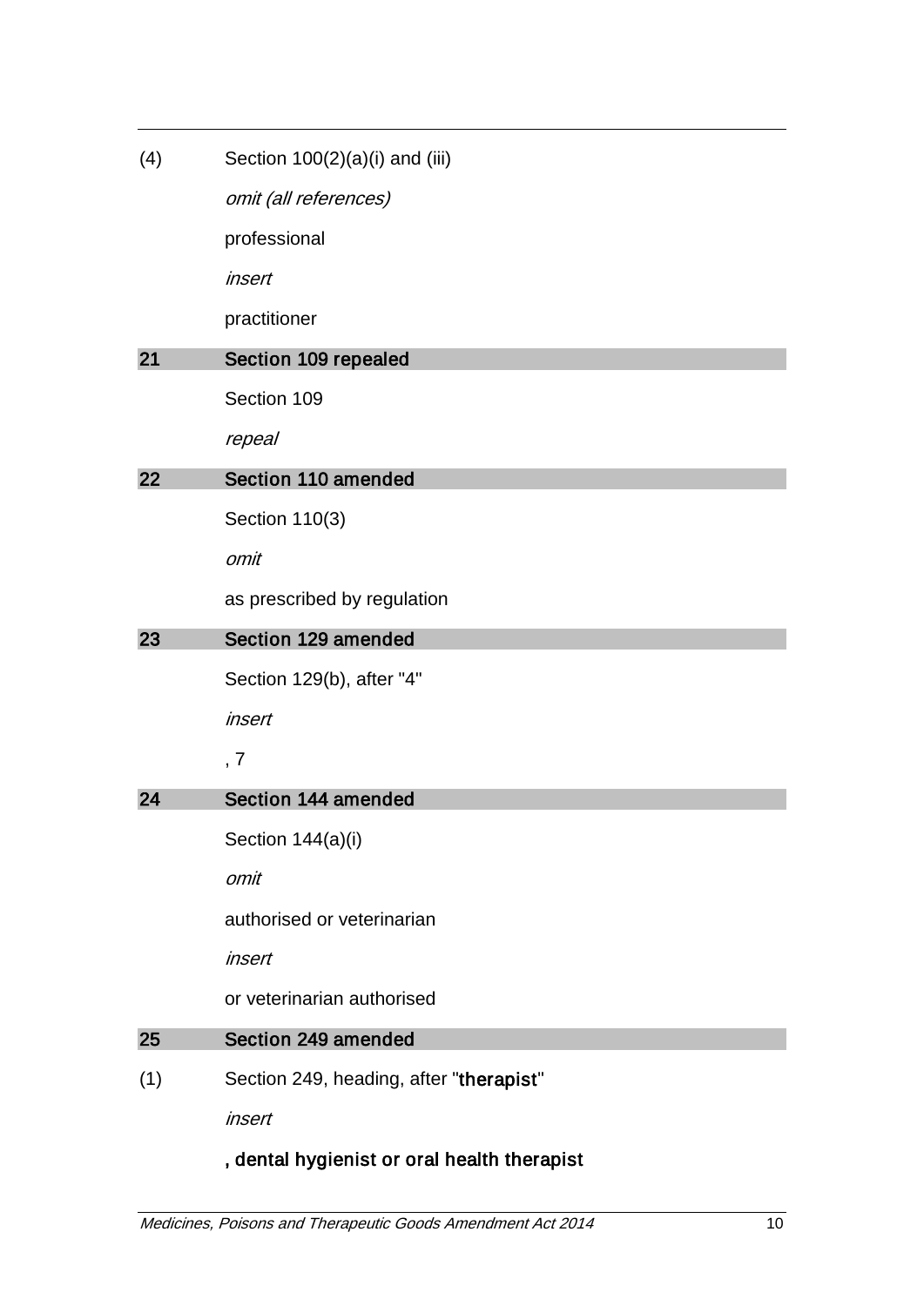(4) Section 100(2)(a)(i) and (iii)

*omit (all references)*

professional

*insert*

practitioner

## 21 Section 109 repealed

Section 109

*repeal*

## 22 Section 110 amended

Section 110(3)

*omit*

as prescribed by regulation

## 23 Section 129 amended

Section 129(b), after "4"

*insert*

, 7

## 24 Section 144 amended

Section 144(a)(i)

*omit*

authorised or veterinarian

*insert*

or veterinarian authorised

## 25 Section 249 amended

(1) Section 249, heading, after "**therapist**"

*insert*

**, dental hygienist or oral health therapist**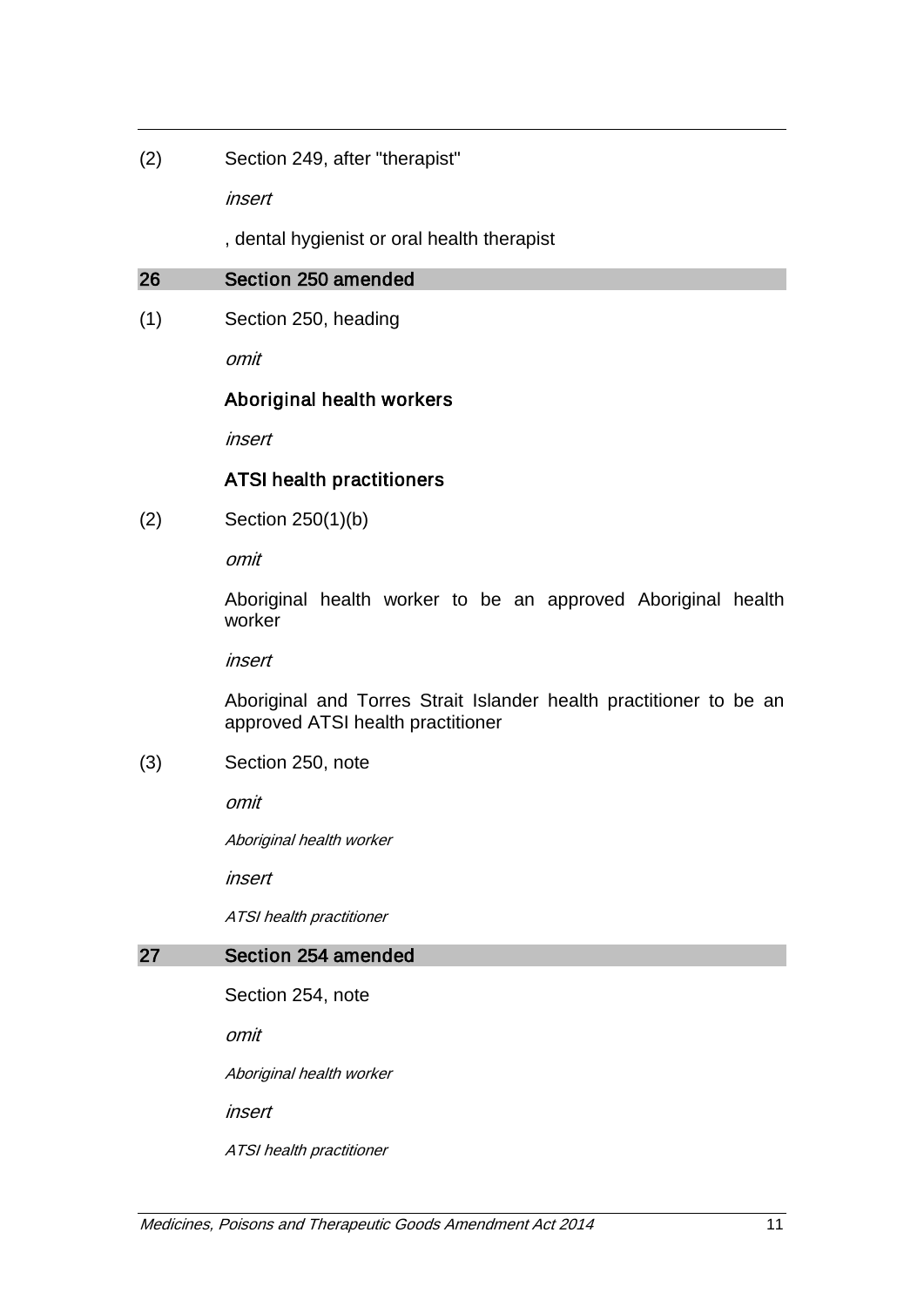(2) Section 249, after "therapist"

*insert*

, dental hygienist or oral health therapist

## 26 Section 250 amended

(1) Section 250, heading

*omit*

**Aboriginal health workers**

*insert*

**ATSI health practitioners**

(2) Section 250(1)(b)

*omit*

Aboriginal health worker to be an approved Aboriginal health worker

*insert*

Aboriginal and Torres Strait Islander health practitioner to be an approved ATSI health practitioner

(3) Section 250, note

*omit*

*Aboriginal health worker*

*insert*

*ATSI health practitioner*

## 27 Section 254 amended

Section 254, note

*omit*

*Aboriginal health worker*

*insert*

*ATSI health practitioner*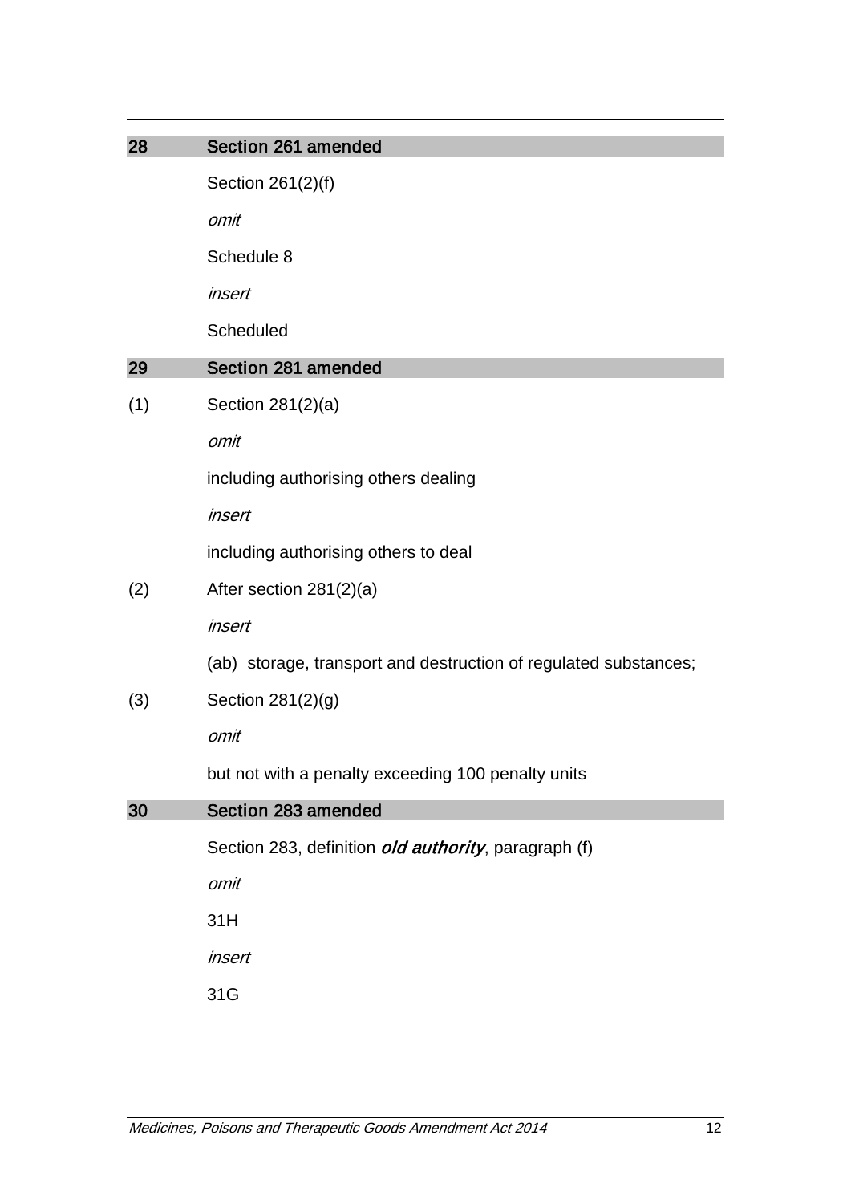## 28 Section 261 amended

Section 261(2)(f)

*omit*

Schedule 8

*insert*

Scheduled

## 29 Section 281 amended

(1) Section 281(2)(a)

*omit*

including authorising others dealing

*insert*

including authorising others to deal

(2) After section 281(2)(a)

*insert*

(ab) storage, transport and destruction of regulated substances;

(3) Section 281(2)(g)

*omit*

but not with a penalty exceeding 100 penalty units

## 30 Section 283 amended

Section 283, definition ***old authority***, paragraph (f)

*omit*

31H

*insert*

31G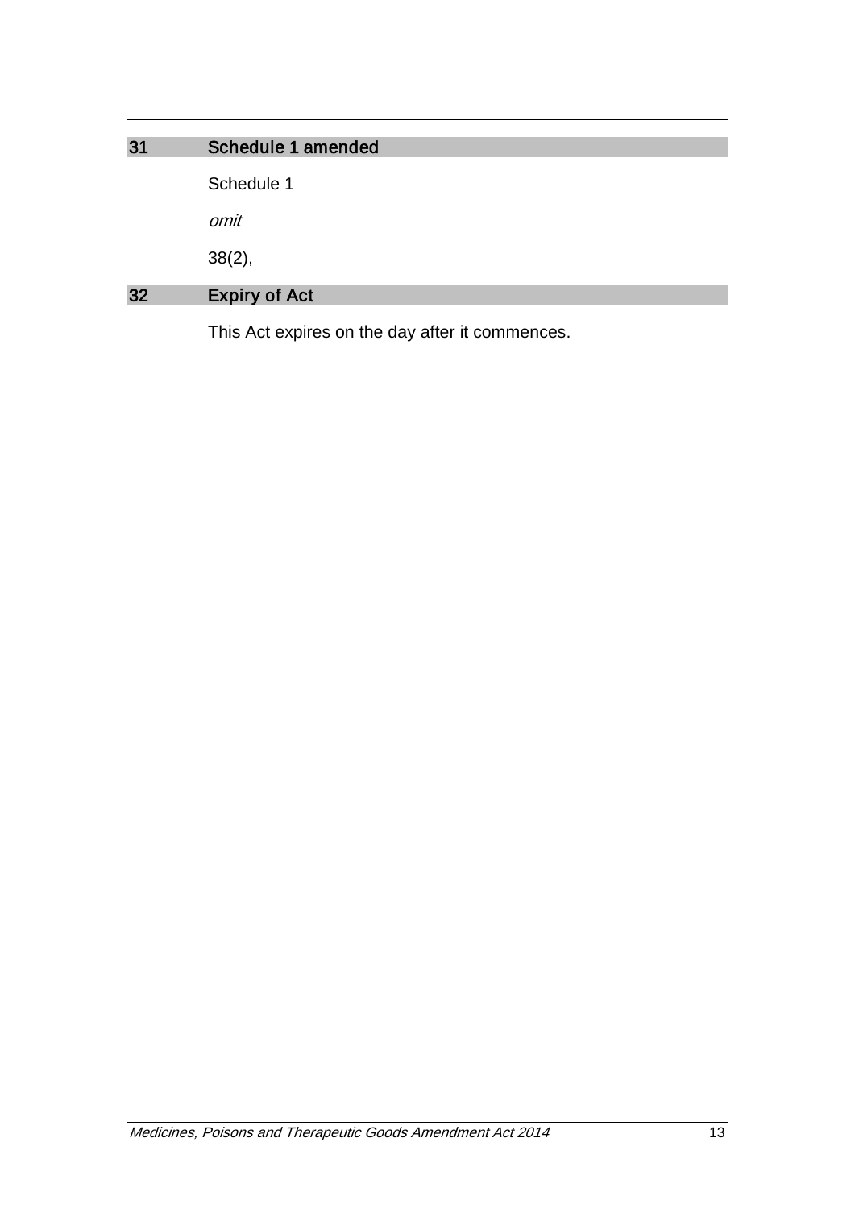## 31 Schedule 1 amended

Schedule 1

*omit*

38(2),

## 32 Expiry of Act

This Act expires on the day after it commences.